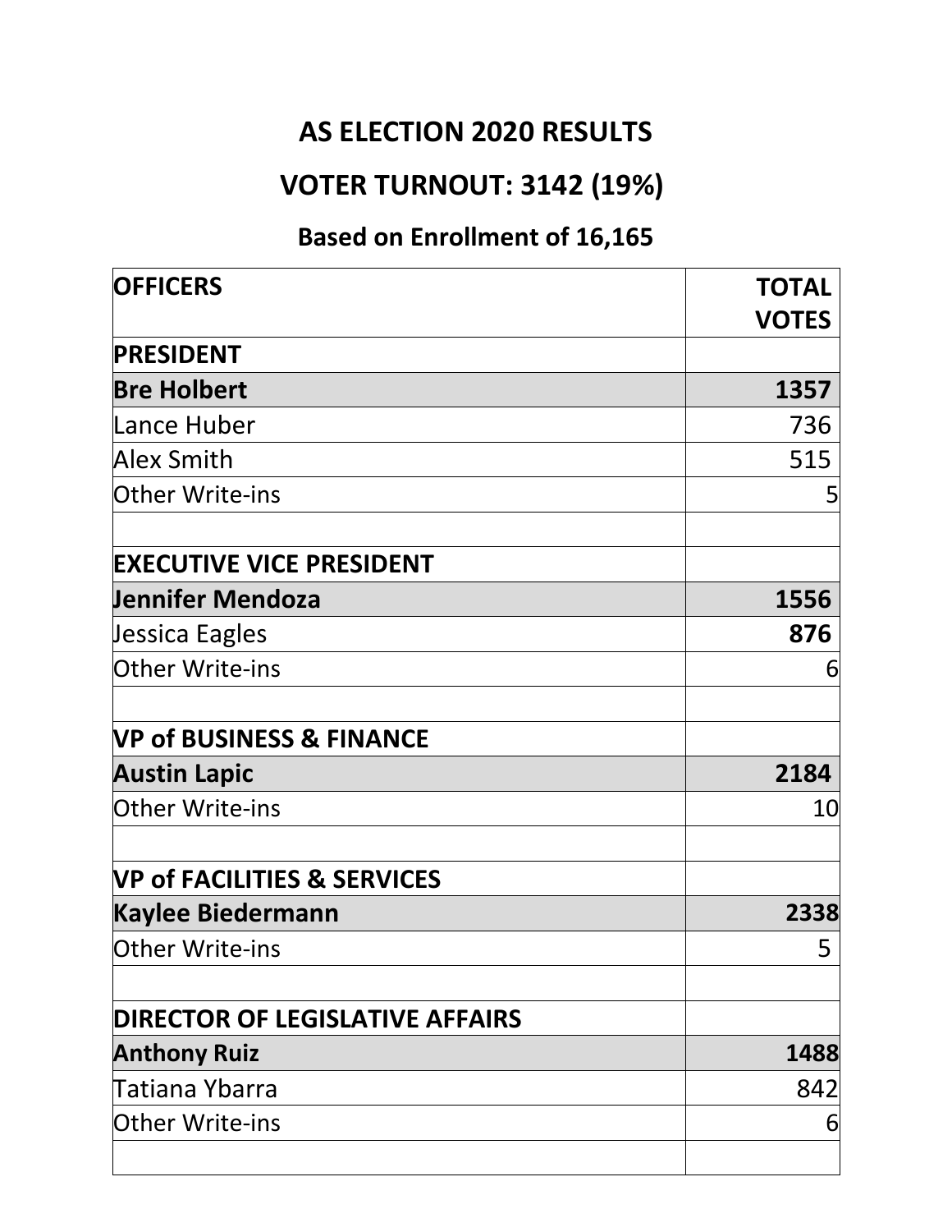# AS ELECTION 2020 RESULTS

## VOTER TURNOUT: 3142 (19%)

### Based on Enrollment of 16,165

| OFFICERS | TOTAL VOTES |
|---|---|
| **PRESIDENT** | |
| **Bre Holbert** | **1357** |
| Lance Huber | 736 |
| Alex Smith | 515 |
| Other Write-ins | 5 |
| | |
| **EXECUTIVE VICE PRESIDENT** | |
| **Jennifer Mendoza** | **1556** |
| Jessica Eagles | **876** |
| Other Write-ins | 6 |
| | |
| **VP of BUSINESS & FINANCE** | |
| **Austin Lapic** | **2184** |
| Other Write-ins | 10 |
| | |
| **VP of FACILITIES & SERVICES** | |
| **Kaylee Biedermann** | **2338** |
| Other Write-ins | 5 |
| | |
| **DIRECTOR OF LEGISLATIVE AFFAIRS** | |
| **Anthony Ruiz** | **1488** |
| Tatiana Ybarra | 842 |
| Other Write-ins | 6 |
| | |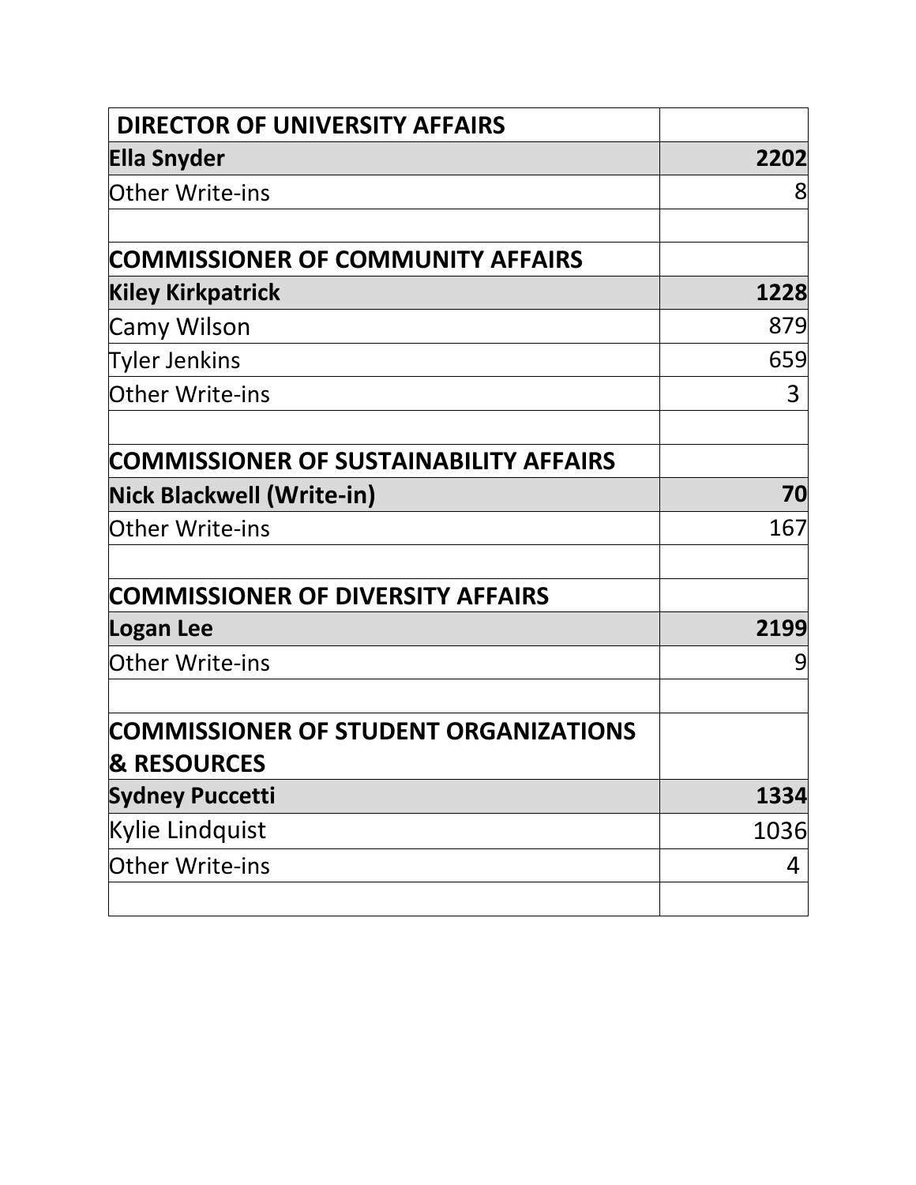| DIRECTOR OF UNIVERSITY AFFAIRS | |
|---|---|
| **Ella Snyder** | **2202** |
| Other Write-ins | 8 |
| | |
| **COMMISSIONER OF COMMUNITY AFFAIRS** | |
| **Kiley Kirkpatrick** | **1228** |
| Camy Wilson | 879 |
| Tyler Jenkins | 659 |
| Other Write-ins | 3 |
| | |
| **COMMISSIONER OF SUSTAINABILITY AFFAIRS** | |
| **Nick Blackwell (Write-in)** | **70** |
| Other Write-ins | 167 |
| | |
| **COMMISSIONER OF DIVERSITY AFFAIRS** | |
| **Logan Lee** | **2199** |
| Other Write-ins | 9 |
| | |
| **COMMISSIONER OF STUDENT ORGANIZATIONS & RESOURCES** | |
| **Sydney Puccetti** | **1334** |
| Kylie Lindquist | 1036 |
| Other Write-ins | 4 |
| | |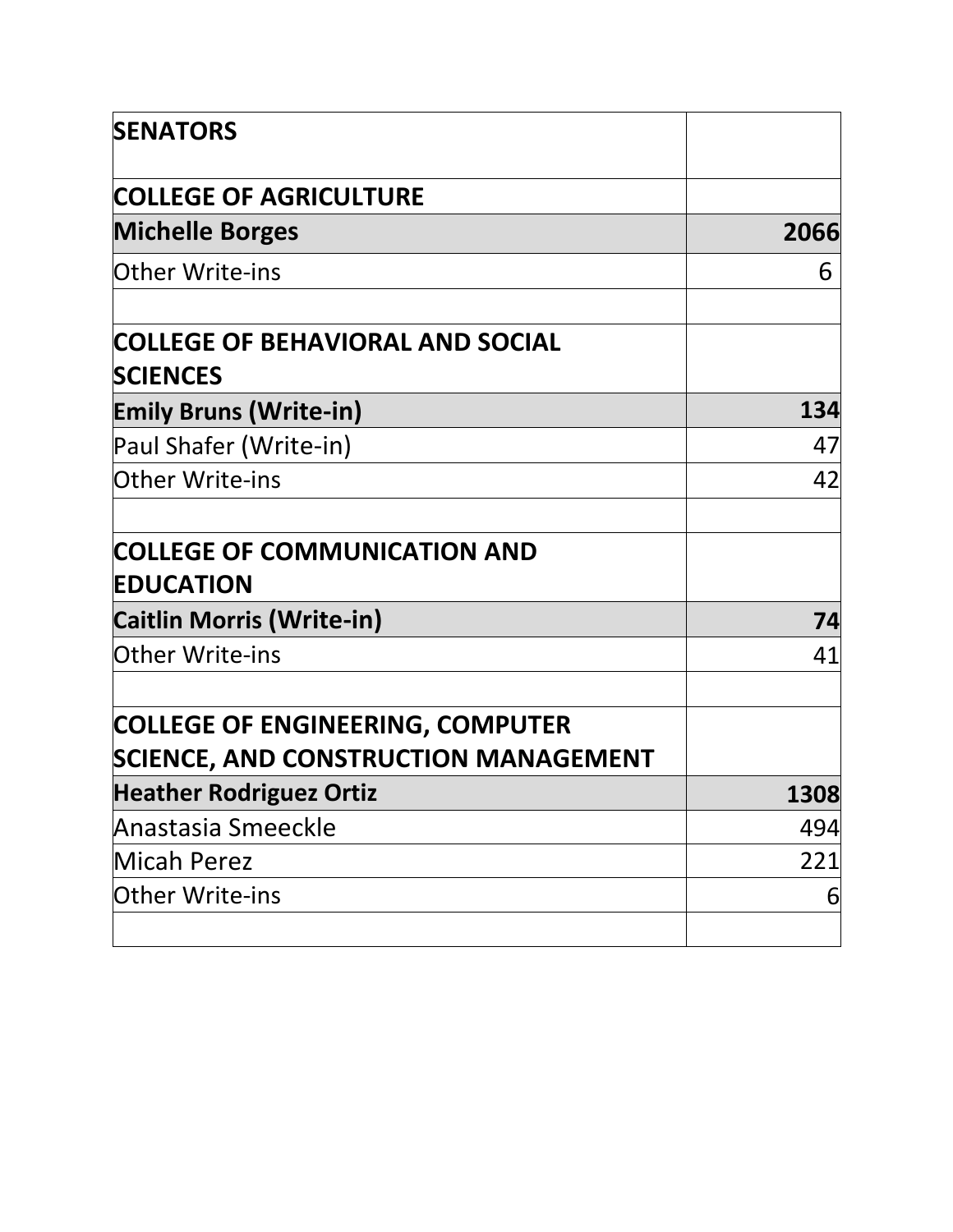| **SENATORS** | |
|---|---|
| **COLLEGE OF AGRICULTURE** | |
| **Michelle Borges** | **2066** |
| Other Write-ins | 6 |
| | |
| **COLLEGE OF BEHAVIORAL AND SOCIAL SCIENCES** | |
| **Emily Bruns (Write-in)** | **134** |
| Paul Shafer (Write-in) | 47 |
| Other Write-ins | 42 |
| | |
| **COLLEGE OF COMMUNICATION AND EDUCATION** | |
| **Caitlin Morris (Write-in)** | **74** |
| Other Write-ins | 41 |
| | |
| **COLLEGE OF ENGINEERING, COMPUTER SCIENCE, AND CONSTRUCTION MANAGEMENT** | |
| **Heather Rodriguez Ortiz** | **1308** |
| Anastasia Smeeckle | 494 |
| Micah Perez | 221 |
| Other Write-ins | 6 |
| | |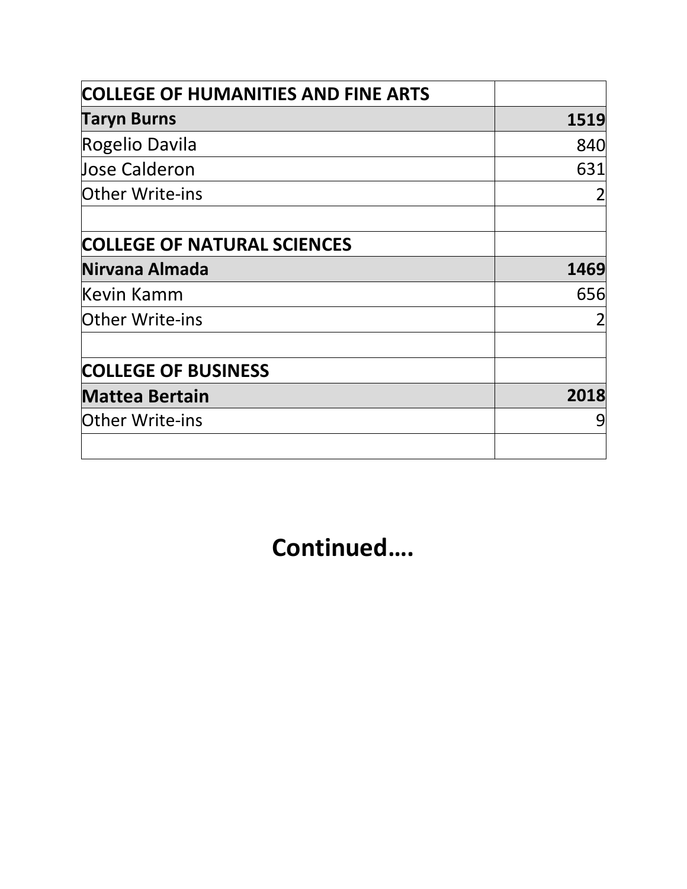| COLLEGE OF HUMANITIES AND FINE ARTS | |
|---|---|
| **Taryn Burns** | **1519** |
| Rogelio Davila | 840 |
| Jose Calderon | 631 |
| Other Write-ins | 2 |
| | |
| **COLLEGE OF NATURAL SCIENCES** | |
| **Nirvana Almada** | **1469** |
| Kevin Kamm | 656 |
| Other Write-ins | 2 |
| | |
| **COLLEGE OF BUSINESS** | |
| **Mattea Bertain** | **2018** |
| Other Write-ins | 9 |
| | |

**Continued….**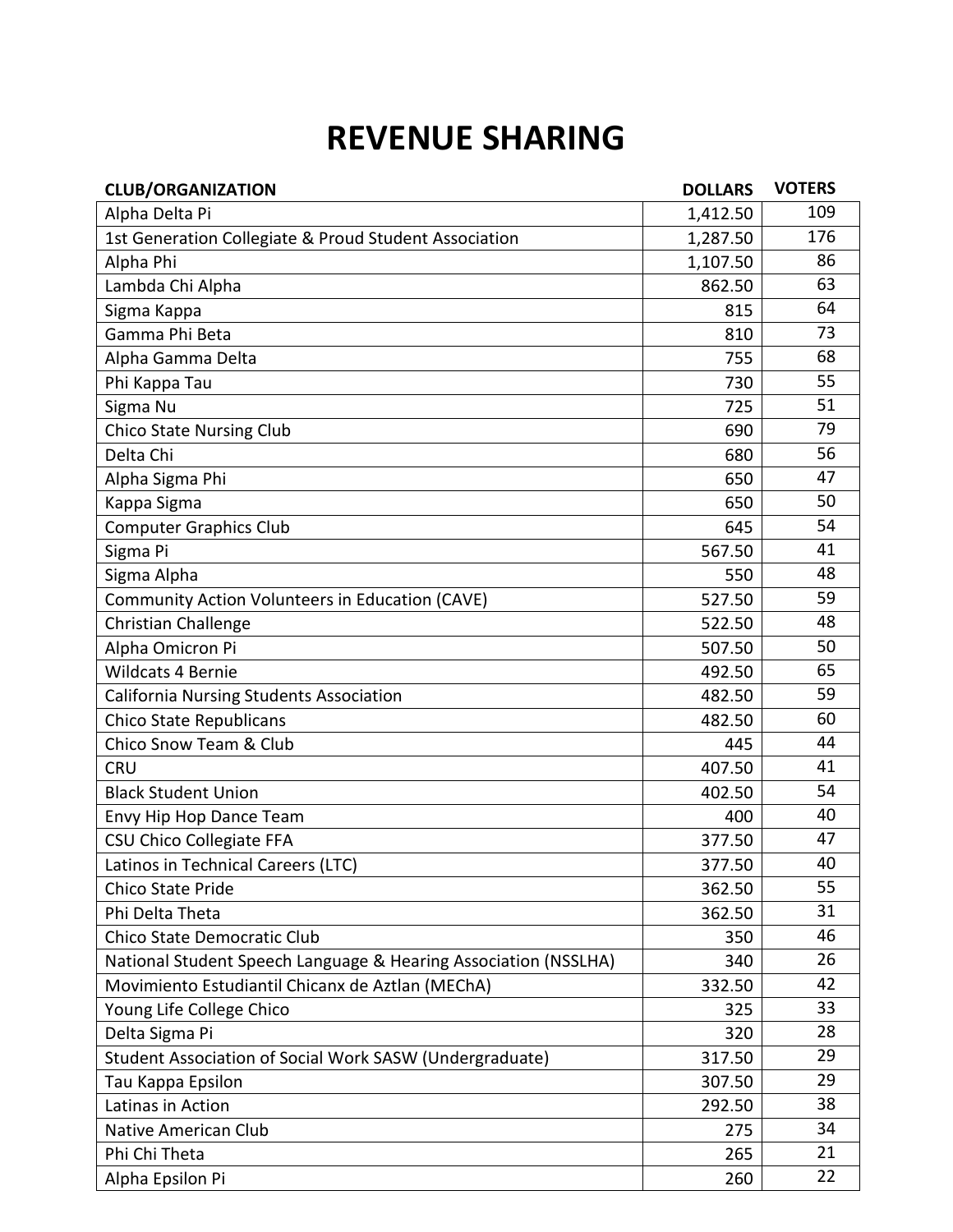# REVENUE SHARING

| CLUB/ORGANIZATION | DOLLARS | VOTERS |
|---|---|---|
| Alpha Delta Pi | 1,412.50 | 109 |
| 1st Generation Collegiate & Proud Student Association | 1,287.50 | 176 |
| Alpha Phi | 1,107.50 | 86 |
| Lambda Chi Alpha | 862.50 | 63 |
| Sigma Kappa | 815 | 64 |
| Gamma Phi Beta | 810 | 73 |
| Alpha Gamma Delta | 755 | 68 |
| Phi Kappa Tau | 730 | 55 |
| Sigma Nu | 725 | 51 |
| Chico State Nursing Club | 690 | 79 |
| Delta Chi | 680 | 56 |
| Alpha Sigma Phi | 650 | 47 |
| Kappa Sigma | 650 | 50 |
| Computer Graphics Club | 645 | 54 |
| Sigma Pi | 567.50 | 41 |
| Sigma Alpha | 550 | 48 |
| Community Action Volunteers in Education (CAVE) | 527.50 | 59 |
| Christian Challenge | 522.50 | 48 |
| Alpha Omicron Pi | 507.50 | 50 |
| Wildcats 4 Bernie | 492.50 | 65 |
| California Nursing Students Association | 482.50 | 59 |
| Chico State Republicans | 482.50 | 60 |
| Chico Snow Team & Club | 445 | 44 |
| CRU | 407.50 | 41 |
| Black Student Union | 402.50 | 54 |
| Envy Hip Hop Dance Team | 400 | 40 |
| CSU Chico Collegiate FFA | 377.50 | 47 |
| Latinos in Technical Careers (LTC) | 377.50 | 40 |
| Chico State Pride | 362.50 | 55 |
| Phi Delta Theta | 362.50 | 31 |
| Chico State Democratic Club | 350 | 46 |
| National Student Speech Language & Hearing Association (NSSLHA) | 340 | 26 |
| Movimiento Estudiantil Chicanx de Aztlan (MEChA) | 332.50 | 42 |
| Young Life College Chico | 325 | 33 |
| Delta Sigma Pi | 320 | 28 |
| Student Association of Social Work SASW (Undergraduate) | 317.50 | 29 |
| Tau Kappa Epsilon | 307.50 | 29 |
| Latinas in Action | 292.50 | 38 |
| Native American Club | 275 | 34 |
| Phi Chi Theta | 265 | 21 |
| Alpha Epsilon Pi | 260 | 22 |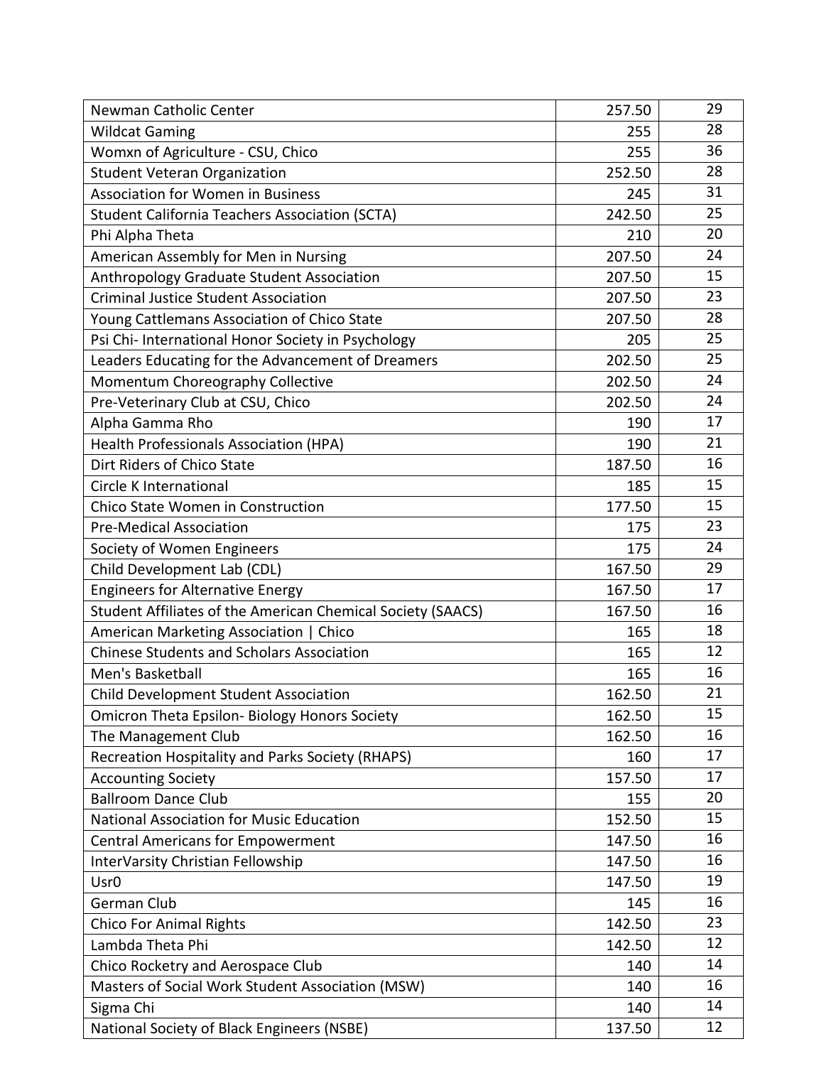| Newman Catholic Center | 257.50 | 29 |
|---|---|---|
| Wildcat Gaming | 255 | 28 |
| Womxn of Agriculture - CSU, Chico | 255 | 36 |
| Student Veteran Organization | 252.50 | 28 |
| Association for Women in Business | 245 | 31 |
| Student California Teachers Association (SCTA) | 242.50 | 25 |
| Phi Alpha Theta | 210 | 20 |
| American Assembly for Men in Nursing | 207.50 | 24 |
| Anthropology Graduate Student Association | 207.50 | 15 |
| Criminal Justice Student Association | 207.50 | 23 |
| Young Cattlemans Association of Chico State | 207.50 | 28 |
| Psi Chi- International Honor Society in Psychology | 205 | 25 |
| Leaders Educating for the Advancement of Dreamers | 202.50 | 25 |
| Momentum Choreography Collective | 202.50 | 24 |
| Pre-Veterinary Club at CSU, Chico | 202.50 | 24 |
| Alpha Gamma Rho | 190 | 17 |
| Health Professionals Association (HPA) | 190 | 21 |
| Dirt Riders of Chico State | 187.50 | 16 |
| Circle K International | 185 | 15 |
| Chico State Women in Construction | 177.50 | 15 |
| Pre-Medical Association | 175 | 23 |
| Society of Women Engineers | 175 | 24 |
| Child Development Lab (CDL) | 167.50 | 29 |
| Engineers for Alternative Energy | 167.50 | 17 |
| Student Affiliates of the American Chemical Society (SAACS) | 167.50 | 16 |
| American Marketing Association \| Chico | 165 | 18 |
| Chinese Students and Scholars Association | 165 | 12 |
| Men's Basketball | 165 | 16 |
| Child Development Student Association | 162.50 | 21 |
| Omicron Theta Epsilon- Biology Honors Society | 162.50 | 15 |
| The Management Club | 162.50 | 16 |
| Recreation Hospitality and Parks Society (RHAPS) | 160 | 17 |
| Accounting Society | 157.50 | 17 |
| Ballroom Dance Club | 155 | 20 |
| National Association for Music Education | 152.50 | 15 |
| Central Americans for Empowerment | 147.50 | 16 |
| InterVarsity Christian Fellowship | 147.50 | 16 |
| Usr0 | 147.50 | 19 |
| German Club | 145 | 16 |
| Chico For Animal Rights | 142.50 | 23 |
| Lambda Theta Phi | 142.50 | 12 |
| Chico Rocketry and Aerospace Club | 140 | 14 |
| Masters of Social Work Student Association (MSW) | 140 | 16 |
| Sigma Chi | 140 | 14 |
| National Society of Black Engineers (NSBE) | 137.50 | 12 |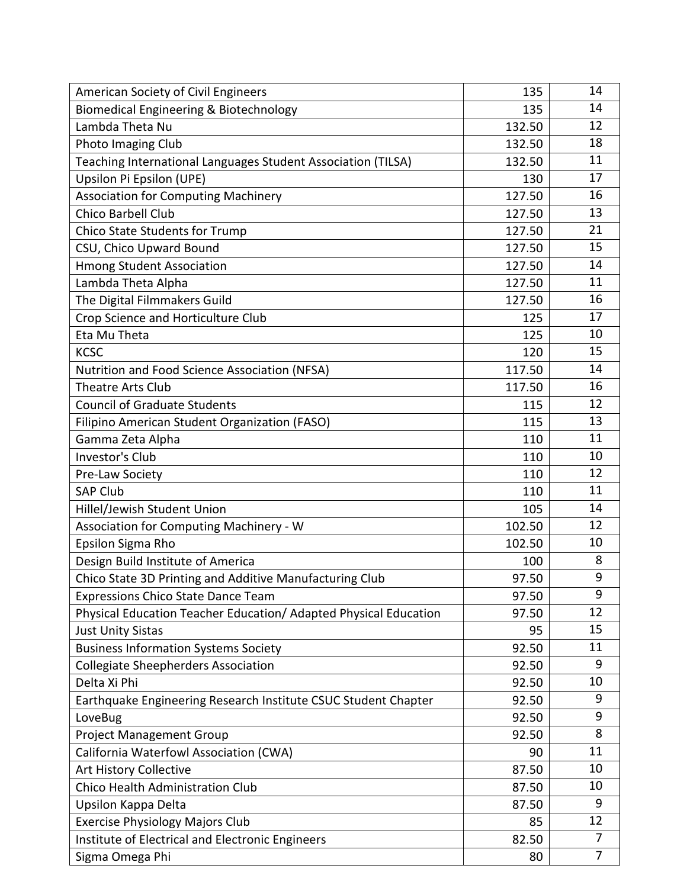| | | |
|---|---|---|
| American Society of Civil Engineers | 135 | 14 |
| Biomedical Engineering & Biotechnology | 135 | 14 |
| Lambda Theta Nu | 132.50 | 12 |
| Photo Imaging Club | 132.50 | 18 |
| Teaching International Languages Student Association (TILSA) | 132.50 | 11 |
| Upsilon Pi Epsilon (UPE) | 130 | 17 |
| Association for Computing Machinery | 127.50 | 16 |
| Chico Barbell Club | 127.50 | 13 |
| Chico State Students for Trump | 127.50 | 21 |
| CSU, Chico Upward Bound | 127.50 | 15 |
| Hmong Student Association | 127.50 | 14 |
| Lambda Theta Alpha | 127.50 | 11 |
| The Digital Filmmakers Guild | 127.50 | 16 |
| Crop Science and Horticulture Club | 125 | 17 |
| Eta Mu Theta | 125 | 10 |
| KCSC | 120 | 15 |
| Nutrition and Food Science Association (NFSA) | 117.50 | 14 |
| Theatre Arts Club | 117.50 | 16 |
| Council of Graduate Students | 115 | 12 |
| Filipino American Student Organization (FASO) | 115 | 13 |
| Gamma Zeta Alpha | 110 | 11 |
| Investor's Club | 110 | 10 |
| Pre-Law Society | 110 | 12 |
| SAP Club | 110 | 11 |
| Hillel/Jewish Student Union | 105 | 14 |
| Association for Computing Machinery - W | 102.50 | 12 |
| Epsilon Sigma Rho | 102.50 | 10 |
| Design Build Institute of America | 100 | 8 |
| Chico State 3D Printing and Additive Manufacturing Club | 97.50 | 9 |
| Expressions Chico State Dance Team | 97.50 | 9 |
| Physical Education Teacher Education/ Adapted Physical Education | 97.50 | 12 |
| Just Unity Sistas | 95 | 15 |
| Business Information Systems Society | 92.50 | 11 |
| Collegiate Sheepherders Association | 92.50 | 9 |
| Delta Xi Phi | 92.50 | 10 |
| Earthquake Engineering Research Institute CSUC Student Chapter | 92.50 | 9 |
| LoveBug | 92.50 | 9 |
| Project Management Group | 92.50 | 8 |
| California Waterfowl Association (CWA) | 90 | 11 |
| Art History Collective | 87.50 | 10 |
| Chico Health Administration Club | 87.50 | 10 |
| Upsilon Kappa Delta | 87.50 | 9 |
| Exercise Physiology Majors Club | 85 | 12 |
| Institute of Electrical and Electronic Engineers | 82.50 | 7 |
| Sigma Omega Phi | 80 | 7 |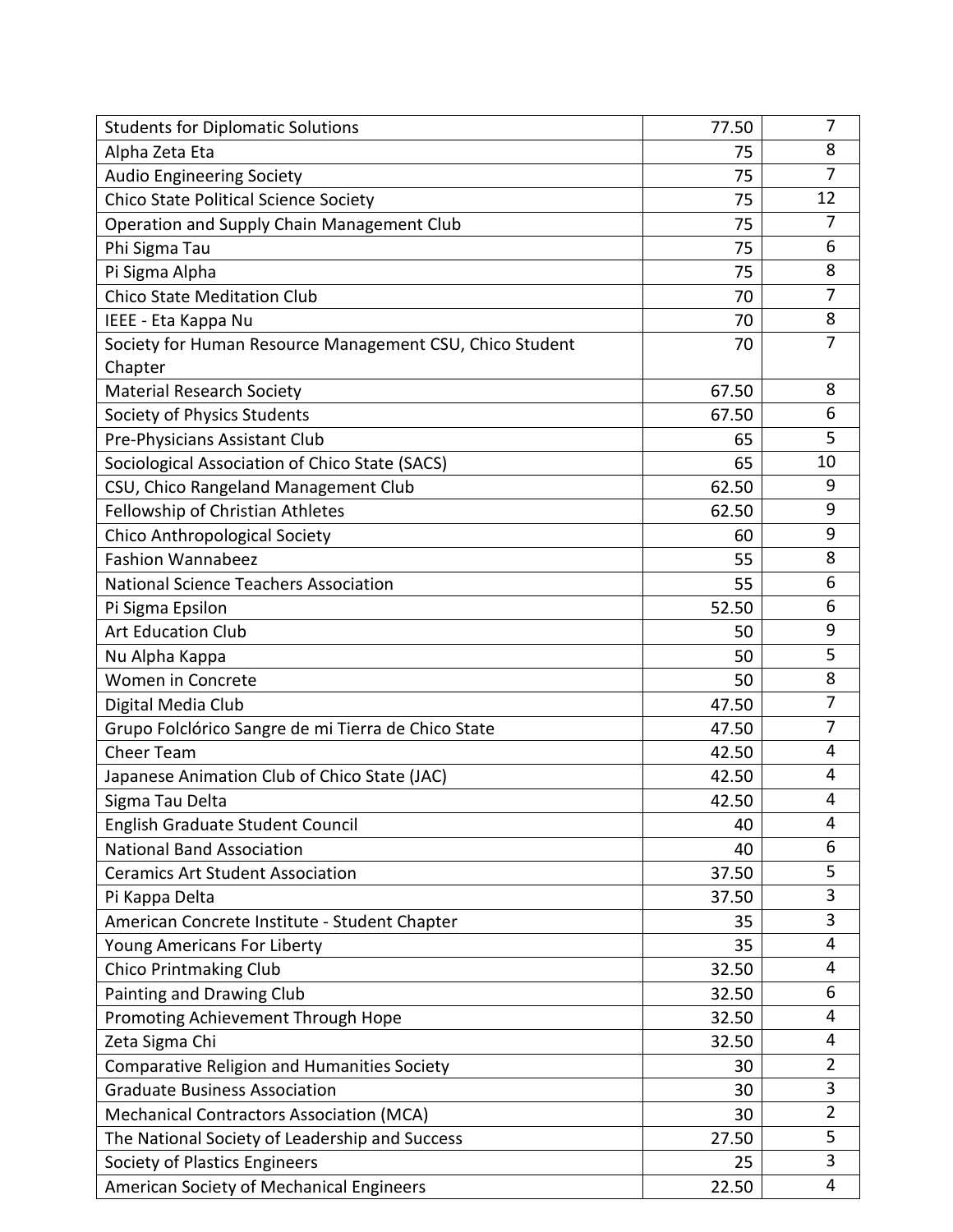| Students for Diplomatic Solutions | 77.50 | 7 |
|---|---|---|
| Alpha Zeta Eta | 75 | 8 |
| Audio Engineering Society | 75 | 7 |
| Chico State Political Science Society | 75 | 12 |
| Operation and Supply Chain Management Club | 75 | 7 |
| Phi Sigma Tau | 75 | 6 |
| Pi Sigma Alpha | 75 | 8 |
| Chico State Meditation Club | 70 | 7 |
| IEEE - Eta Kappa Nu | 70 | 8 |
| Society for Human Resource Management CSU, Chico Student Chapter | 70 | 7 |
| Material Research Society | 67.50 | 8 |
| Society of Physics Students | 67.50 | 6 |
| Pre-Physicians Assistant Club | 65 | 5 |
| Sociological Association of Chico State (SACS) | 65 | 10 |
| CSU, Chico Rangeland Management Club | 62.50 | 9 |
| Fellowship of Christian Athletes | 62.50 | 9 |
| Chico Anthropological Society | 60 | 9 |
| Fashion Wannabeez | 55 | 8 |
| National Science Teachers Association | 55 | 6 |
| Pi Sigma Epsilon | 52.50 | 6 |
| Art Education Club | 50 | 9 |
| Nu Alpha Kappa | 50 | 5 |
| Women in Concrete | 50 | 8 |
| Digital Media Club | 47.50 | 7 |
| Grupo Folclórico Sangre de mi Tierra de Chico State | 47.50 | 7 |
| Cheer Team | 42.50 | 4 |
| Japanese Animation Club of Chico State (JAC) | 42.50 | 4 |
| Sigma Tau Delta | 42.50 | 4 |
| English Graduate Student Council | 40 | 4 |
| National Band Association | 40 | 6 |
| Ceramics Art Student Association | 37.50 | 5 |
| Pi Kappa Delta | 37.50 | 3 |
| American Concrete Institute - Student Chapter | 35 | 3 |
| Young Americans For Liberty | 35 | 4 |
| Chico Printmaking Club | 32.50 | 4 |
| Painting and Drawing Club | 32.50 | 6 |
| Promoting Achievement Through Hope | 32.50 | 4 |
| Zeta Sigma Chi | 32.50 | 4 |
| Comparative Religion and Humanities Society | 30 | 2 |
| Graduate Business Association | 30 | 3 |
| Mechanical Contractors Association (MCA) | 30 | 2 |
| The National Society of Leadership and Success | 27.50 | 5 |
| Society of Plastics Engineers | 25 | 3 |
| American Society of Mechanical Engineers | 22.50 | 4 |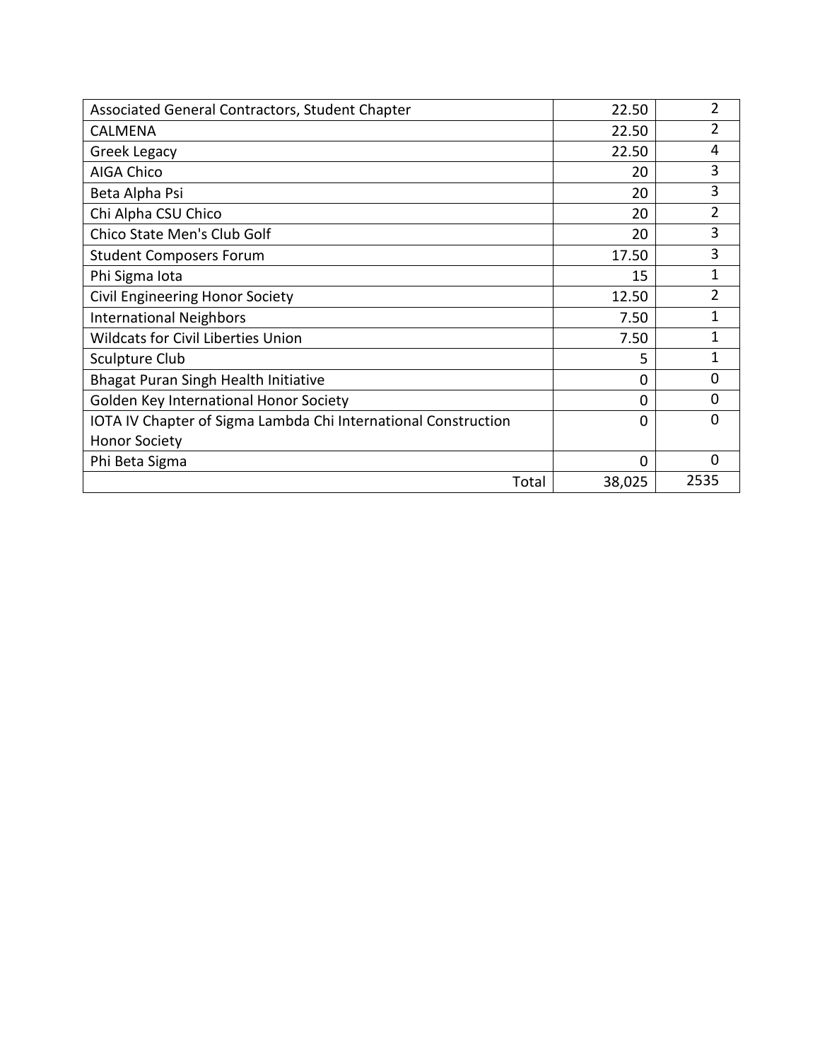| | | |
|---|---|---|
| Associated General Contractors, Student Chapter | 22.50 | 2 |
| CALMENA | 22.50 | 2 |
| Greek Legacy | 22.50 | 4 |
| AIGA Chico | 20 | 3 |
| Beta Alpha Psi | 20 | 3 |
| Chi Alpha CSU Chico | 20 | 2 |
| Chico State Men's Club Golf | 20 | 3 |
| Student Composers Forum | 17.50 | 3 |
| Phi Sigma Iota | 15 | 1 |
| Civil Engineering Honor Society | 12.50 | 2 |
| International Neighbors | 7.50 | 1 |
| Wildcats for Civil Liberties Union | 7.50 | 1 |
| Sculpture Club | 5 | 1 |
| Bhagat Puran Singh Health Initiative | 0 | 0 |
| Golden Key International Honor Society | 0 | 0 |
| IOTA IV Chapter of Sigma Lambda Chi International Construction Honor Society | 0 | 0 |
| Phi Beta Sigma | 0 | 0 |
| Total | 38,025 | 2535 |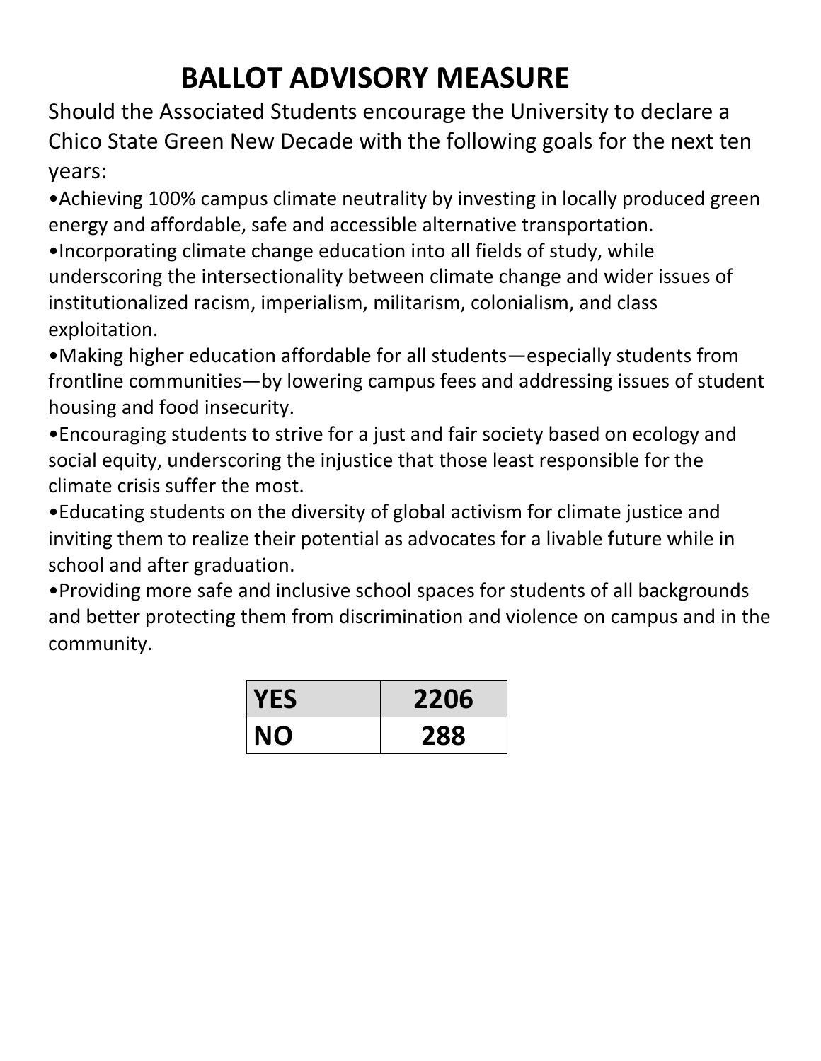# BALLOT ADVISORY MEASURE

Should the Associated Students encourage the University to declare a Chico State Green New Decade with the following goals for the next ten years:

- Achieving 100% campus climate neutrality by investing in locally produced green energy and affordable, safe and accessible alternative transportation.
- Incorporating climate change education into all fields of study, while underscoring the intersectionality between climate change and wider issues of institutionalized racism, imperialism, militarism, colonialism, and class exploitation.
- Making higher education affordable for all students—especially students from frontline communities—by lowering campus fees and addressing issues of student housing and food insecurity.
- Encouraging students to strive for a just and fair society based on ecology and social equity, underscoring the injustice that those least responsible for the climate crisis suffer the most.
- Educating students on the diversity of global activism for climate justice and inviting them to realize their potential as advocates for a livable future while in school and after graduation.
- Providing more safe and inclusive school spaces for students of all backgrounds and better protecting them from discrimination and violence on campus and in the community.

| | |
|---|---|
| **YES** | **2206** |
| **NO** | **288** |